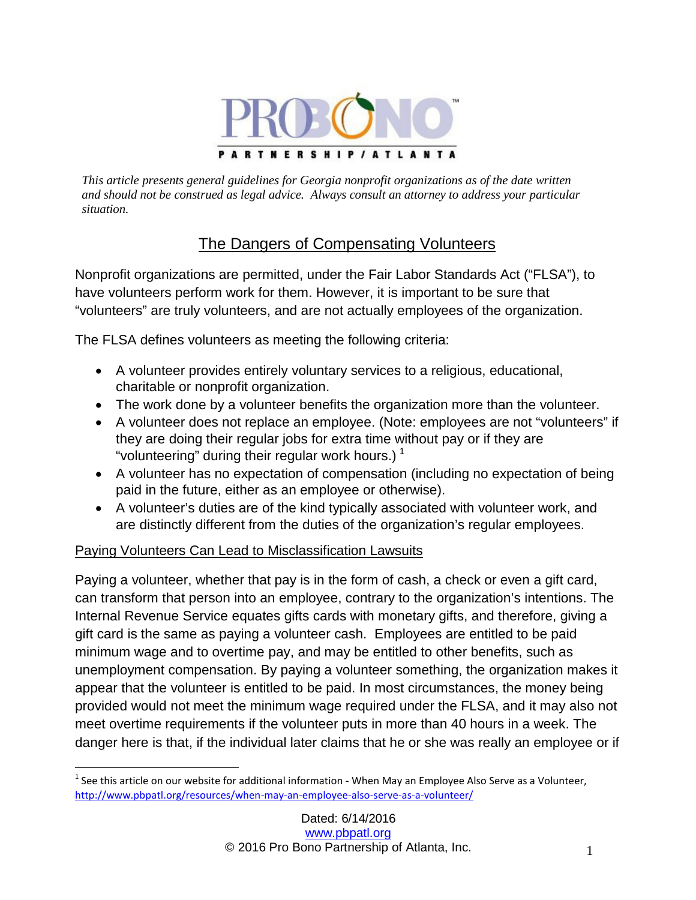PRO BONO PARTNERSHIP / ATLANTA

*This article presents general guidelines for Georgia nonprofit organizations as of the date written and should not be construed as legal advice. Always consult an attorney to address your particular situation.*

# The Dangers of Compensating Volunteers

Nonprofit organizations are permitted, under the Fair Labor Standards Act ("FLSA"), to have volunteers perform work for them. However, it is important to be sure that "volunteers" are truly volunteers, and are not actually employees of the organization.

The FLSA defines volunteers as meeting the following criteria:

- A volunteer provides entirely voluntary services to a religious, educational, charitable or nonprofit organization.
- The work done by a volunteer benefits the organization more than the volunteer.
- A volunteer does not replace an employee. (Note: employees are not "volunteers" if they are doing their regular jobs for extra time without pay or if they are "volunteering" during their regular work hours.) [1]
- A volunteer has no expectation of compensation (including no expectation of being paid in the future, either as an employee or otherwise).
- A volunteer's duties are of the kind typically associated with volunteer work, and are distinctly different from the duties of the organization's regular employees.

## Paying Volunteers Can Lead to Misclassification Lawsuits

Paying a volunteer, whether that pay is in the form of cash, a check or even a gift card, can transform that person into an employee, contrary to the organization's intentions. The Internal Revenue Service equates gifts cards with monetary gifts, and therefore, giving a gift card is the same as paying a volunteer cash. Employees are entitled to be paid minimum wage and to overtime pay, and may be entitled to other benefits, such as unemployment compensation. By paying a volunteer something, the organization makes it appear that the volunteer is entitled to be paid. In most circumstances, the money being provided would not meet the minimum wage required under the FLSA, and it may also not meet overtime requirements if the volunteer puts in more than 40 hours in a week. The danger here is that, if the individual later claims that he or she was really an employee or if

[1] See this article on our website for additional information - When May an Employee Also Serve as a Volunteer, http://www.pbpatl.org/resources/when-may-an-employee-also-serve-as-a-volunteer/

Dated: 6/14/2016
www.pbpatl.org
© 2016 Pro Bono Partnership of Atlanta, Inc.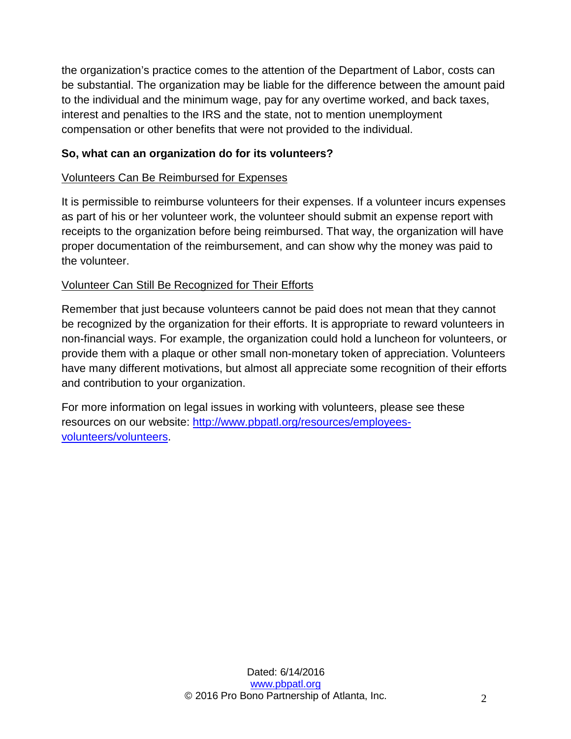the organization's practice comes to the attention of the Department of Labor, costs can be substantial. The organization may be liable for the difference between the amount paid to the individual and the minimum wage, pay for any overtime worked, and back taxes, interest and penalties to the IRS and the state, not to mention unemployment compensation or other benefits that were not provided to the individual.

**So, what can an organization do for its volunteers?**

<u>Volunteers Can Be Reimbursed for Expenses</u>

It is permissible to reimburse volunteers for their expenses. If a volunteer incurs expenses as part of his or her volunteer work, the volunteer should submit an expense report with receipts to the organization before being reimbursed. That way, the organization will have proper documentation of the reimbursement, and can show why the money was paid to the volunteer.

<u>Volunteer Can Still Be Recognized for Their Efforts</u>

Remember that just because volunteers cannot be paid does not mean that they cannot be recognized by the organization for their efforts. It is appropriate to reward volunteers in non-financial ways. For example, the organization could hold a luncheon for volunteers, or provide them with a plaque or other small non-monetary token of appreciation. Volunteers have many different motivations, but almost all appreciate some recognition of their efforts and contribution to your organization.

For more information on legal issues in working with volunteers, please see these resources on our website: [http://www.pbpatl.org/resources/employees-volunteers/volunteers](http://www.pbpatl.org/resources/employees-volunteers/volunteers).